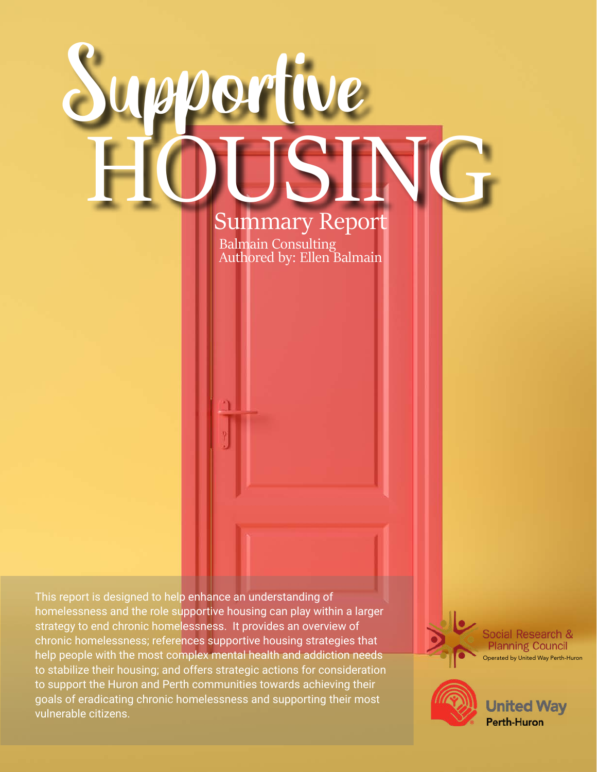# Supportive HOUSING

## Summary Report

Balmain Consulting
Authored by: Ellen Balmain

This report is designed to help enhance an understanding of homelessness and the role supportive housing can play within a larger strategy to end chronic homelessness. It provides an overview of chronic homelessness; references supportive housing strategies that help people with the most complex mental health and addiction needs to stabilize their housing; and offers strategic actions for consideration to support the Huron and Perth communities towards achieving their goals of eradicating chronic homelessness and supporting their most vulnerable citizens.

Social Research & Planning Council
Operated by United Way Perth-Huron

United Way
Perth-Huron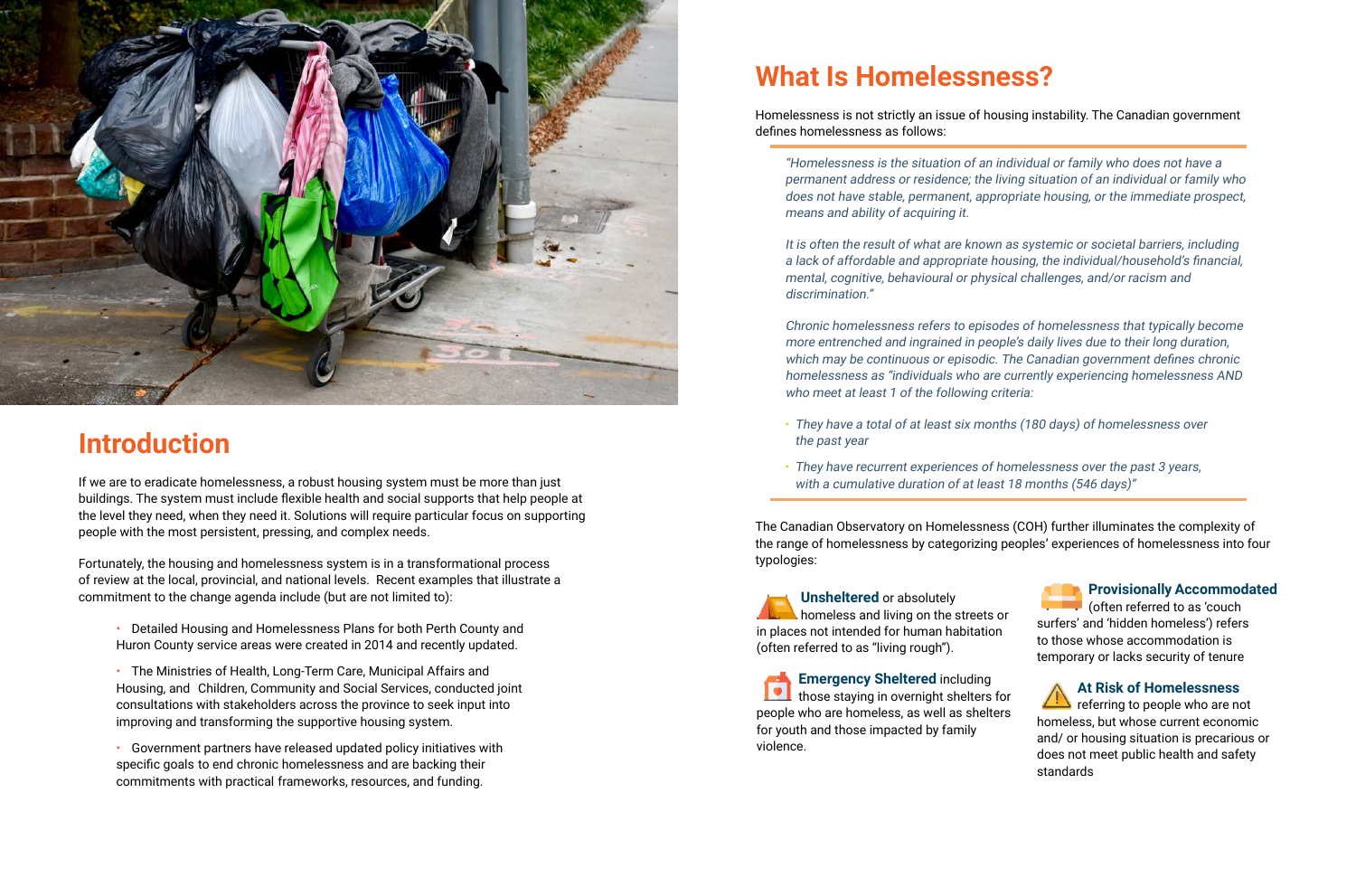## Introduction

If we are to eradicate homelessness, a robust housing system must be more than just buildings. The system must include flexible health and social supports that help people at the level they need, when they need it. Solutions will require particular focus on supporting people with the most persistent, pressing, and complex needs.

Fortunately, the housing and homelessness system is in a transformational process of review at the local, provincial, and national levels. Recent examples that illustrate a commitment to the change agenda include (but are not limited to):

- Detailed Housing and Homelessness Plans for both Perth County and Huron County service areas were created in 2014 and recently updated.
- The Ministries of Health, Long-Term Care, Municipal Affairs and Housing, and Children, Community and Social Services, conducted joint consultations with stakeholders across the province to seek input into improving and transforming the supportive housing system.
- Government partners have released updated policy initiatives with specific goals to end chronic homelessness and are backing their commitments with practical frameworks, resources, and funding.

## What Is Homelessness?

Homelessness is not strictly an issue of housing instability. The Canadian government defines homelessness as follows:

> *"Homelessness is the situation of an individual or family who does not have a permanent address or residence; the living situation of an individual or family who does not have stable, permanent, appropriate housing, or the immediate prospect, means and ability of acquiring it.*
>
> *It is often the result of what are known as systemic or societal barriers, including a lack of affordable and appropriate housing, the individual/household's financial, mental, cognitive, behavioural or physical challenges, and/or racism and discrimination."*
>
> *Chronic homelessness refers to episodes of homelessness that typically become more entrenched and ingrained in people's daily lives due to their long duration, which may be continuous or episodic. The Canadian government defines chronic homelessness as "individuals who are currently experiencing homelessness AND who meet at least 1 of the following criteria:*
>
> - *They have a total of at least six months (180 days) of homelessness over the past year*
> - *They have recurrent experiences of homelessness over the past 3 years, with a cumulative duration of at least 18 months (546 days)"*

The Canadian Observatory on Homelessness (COH) further illuminates the complexity of the range of homelessness by categorizing peoples' experiences of homelessness into four typologies:

**Unsheltered** or absolutely homeless and living on the streets or in places not intended for human habitation (often referred to as "living rough").

**Emergency Sheltered** including those staying in overnight shelters for people who are homeless, as well as shelters for youth and those impacted by family violence.

**Provisionally Accommodated** (often referred to as 'couch surfers' and 'hidden homeless') refers to those whose accommodation is temporary or lacks security of tenure

**At Risk of Homelessness** referring to people who are not homeless, but whose current economic and/ or housing situation is precarious or does not meet public health and safety standards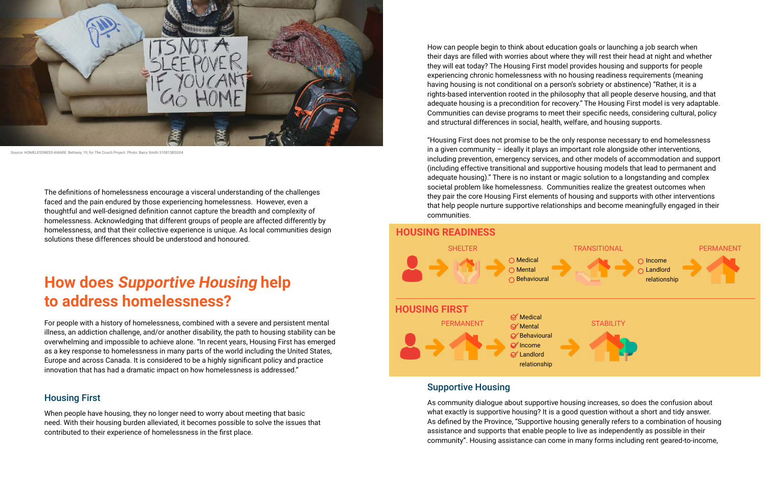Source: HOMELESSNESS-AWARE: Bethany, 19, for The Couch Project. Photo: Barry Smith 310815BSG04

The definitions of homelessness encourage a visceral understanding of the challenges faced and the pain endured by those experiencing homelessness. However, even a thoughtful and well-designed definition cannot capture the breadth and complexity of homelessness. Acknowledging that different groups of people are affected differently by homelessness, and that their collective experience is unique. As local communities design solutions these differences should be understood and honoured.

## How does *Supportive Housing* help to address homelessness?

For people with a history of homelessness, combined with a severe and persistent mental illness, an addiction challenge, and/or another disability, the path to housing stability can be overwhelming and impossible to achieve alone. "In recent years, Housing First has emerged as a key response to homelessness in many parts of the world including the United States, Europe and across Canada. It is considered to be a highly significant policy and practice innovation that has had a dramatic impact on how homelessness is addressed."

### Housing First

When people have housing, they no longer need to worry about meeting that basic need. With their housing burden alleviated, it becomes possible to solve the issues that contributed to their experience of homelessness in the first place.

How can people begin to think about education goals or launching a job search when their days are filled with worries about where they will rest their head at night and whether they will eat today? The Housing First model provides housing and supports for people experiencing chronic homelessness with no housing readiness requirements (meaning having housing is not conditional on a person's sobriety or abstinence) "Rather, it is a rights-based intervention rooted in the philosophy that all people deserve housing, and that adequate housing is a precondition for recovery." The Housing First model is very adaptable. Communities can devise programs to meet their specific needs, considering cultural, policy and structural differences in social, health, welfare, and housing supports.

"Housing First does not promise to be the only response necessary to end homelessness in a given community – ideally it plays an important role alongside other interventions, including prevention, emergency services, and other models of accommodation and support (including effective transitional and supportive housing models that lead to permanent and adequate housing)." There is no instant or magic solution to a longstanding and complex societal problem like homelessness. Communities realize the greatest outcomes when they pair the core Housing First elements of housing and supports with other interventions that help people nurture supportive relationships and become meaningfully engaged in their communities.

**HOUSING READINESS**

SHELTER → Medical, Mental, Behavioural → TRANSITIONAL → Income, Landlord relationship → PERMANENT

**HOUSING FIRST**

PERMANENT → Medical, Mental, Behavioural, Income, Landlord relationship → STABILITY

### Supportive Housing

As community dialogue about supportive housing increases, so does the confusion about what exactly is supportive housing? It is a good question without a short and tidy answer. As defined by the Province, "Supportive housing generally refers to a combination of housing assistance and supports that enable people to live as independently as possible in their community". Housing assistance can come in many forms including rent geared-to-income,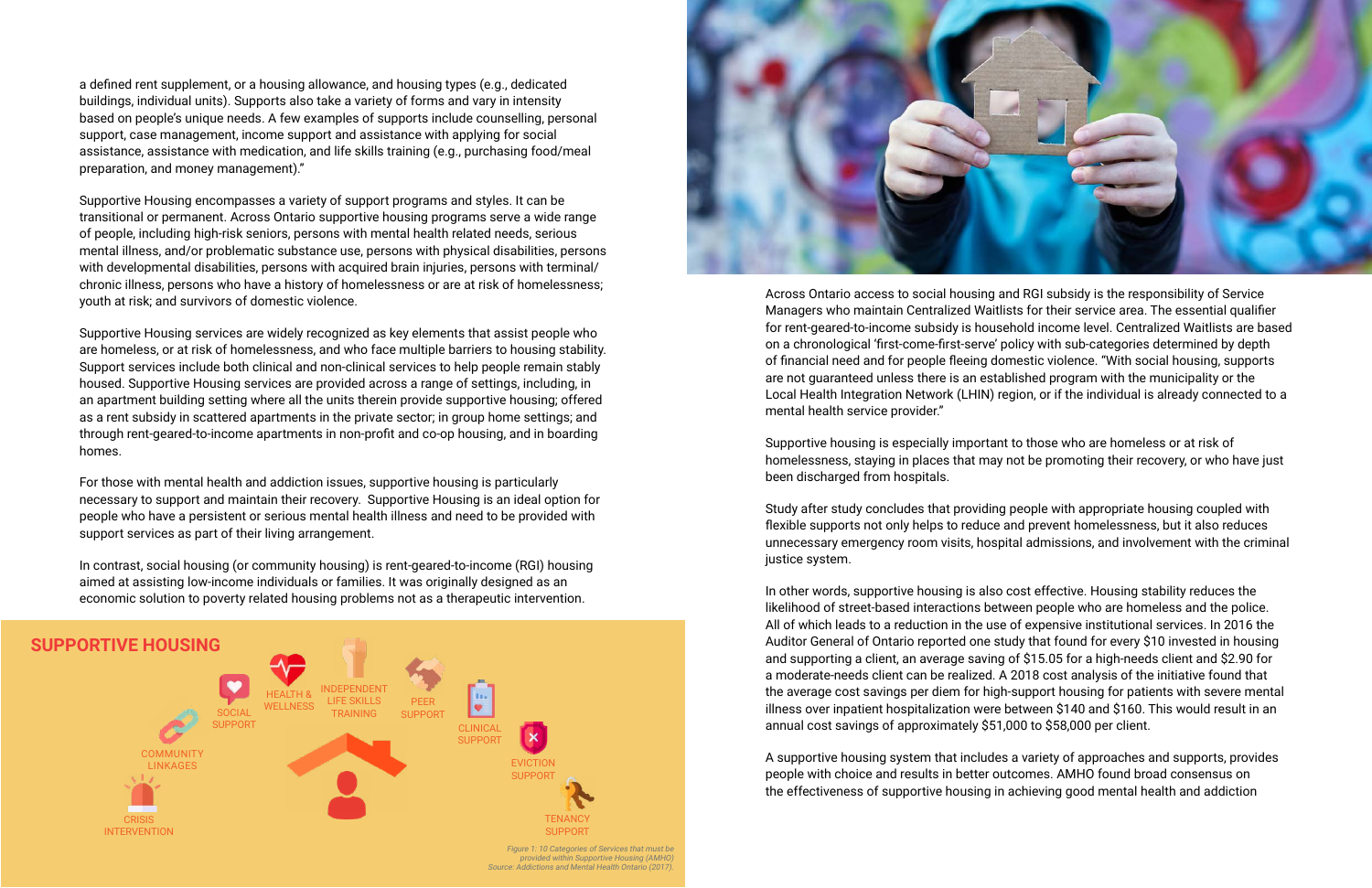a defined rent supplement, or a housing allowance, and housing types (e.g., dedicated buildings, individual units). Supports also take a variety of forms and vary in intensity based on people's unique needs. A few examples of supports include counselling, personal support, case management, income support and assistance with applying for social assistance, assistance with medication, and life skills training (e.g., purchasing food/meal preparation, and money management)."

Supportive Housing encompasses a variety of support programs and styles. It can be transitional or permanent. Across Ontario supportive housing programs serve a wide range of people, including high-risk seniors, persons with mental health related needs, serious mental illness, and/or problematic substance use, persons with physical disabilities, persons with developmental disabilities, persons with acquired brain injuries, persons with terminal/chronic illness, persons who have a history of homelessness or are at risk of homelessness; youth at risk; and survivors of domestic violence.

Supportive Housing services are widely recognized as key elements that assist people who are homeless, or at risk of homelessness, and who face multiple barriers to housing stability. Support services include both clinical and non-clinical services to help people remain stably housed. Supportive Housing services are provided across a range of settings, including, in an apartment building setting where all the units therein provide supportive housing; offered as a rent subsidy in scattered apartments in the private sector; in group home settings; and through rent-geared-to-income apartments in non-profit and co-op housing, and in boarding homes.

For those with mental health and addiction issues, supportive housing is particularly necessary to support and maintain their recovery. Supportive Housing is an ideal option for people who have a persistent or serious mental health illness and need to be provided with support services as part of their living arrangement.

In contrast, social housing (or community housing) is rent-geared-to-income (RGI) housing aimed at assisting low-income individuals or families. It was originally designed as an economic solution to poverty related housing problems not as a therapeutic intervention.

## SUPPORTIVE HOUSING

SOCIAL SUPPORT · HEALTH & WELLNESS · INDEPENDENT LIFE SKILLS TRAINING · PEER SUPPORT · CLINICAL SUPPORT · COMMUNITY LINKAGES · EVICTION SUPPORT · CRISIS INTERVENTION · TENANCY SUPPORT

*Figure 1: 10 Categories of Services that must be provided within Supportive Housing (AMHO) Source: Addictions and Mental Health Ontario (2017).*

Across Ontario access to social housing and RGI subsidy is the responsibility of Service Managers who maintain Centralized Waitlists for their service area. The essential qualifier for rent-geared-to-income subsidy is household income level. Centralized Waitlists are based on a chronological 'first-come-first-serve' policy with sub-categories determined by depth of financial need and for people fleeing domestic violence. "With social housing, supports are not guaranteed unless there is an established program with the municipality or the Local Health Integration Network (LHIN) region, or if the individual is already connected to a mental health service provider."

Supportive housing is especially important to those who are homeless or at risk of homelessness, staying in places that may not be promoting their recovery, or who have just been discharged from hospitals.

Study after study concludes that providing people with appropriate housing coupled with flexible supports not only helps to reduce and prevent homelessness, but it also reduces unnecessary emergency room visits, hospital admissions, and involvement with the criminal justice system.

In other words, supportive housing is also cost effective. Housing stability reduces the likelihood of street-based interactions between people who are homeless and the police. All of which leads to a reduction in the use of expensive institutional services. In 2016 the Auditor General of Ontario reported one study that found for every $10 invested in housing and supporting a client, an average saving of $15.05 for a high-needs client and $2.90 for a moderate-needs client can be realized. A 2018 cost analysis of the initiative found that the average cost savings per diem for high-support housing for patients with severe mental illness over inpatient hospitalization were between $140 and $160. This would result in an annual cost savings of approximately $51,000 to $58,000 per client.

A supportive housing system that includes a variety of approaches and supports, provides people with choice and results in better outcomes. AMHO found broad consensus on the effectiveness of supportive housing in achieving good mental health and addiction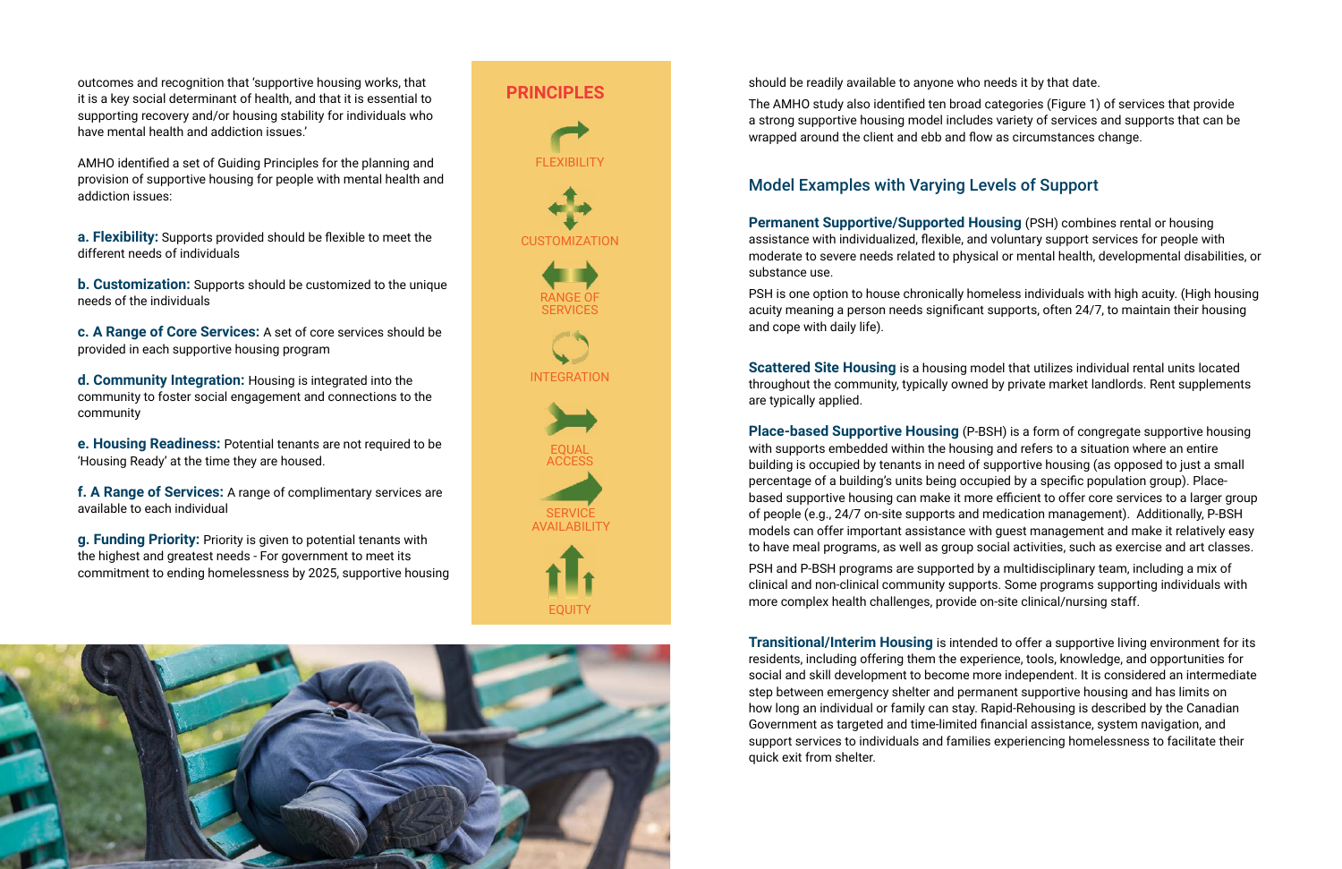outcomes and recognition that 'supportive housing works, that it is a key social determinant of health, and that it is essential to supporting recovery and/or housing stability for individuals who have mental health and addiction issues.'

AMHO identified a set of Guiding Principles for the planning and provision of supportive housing for people with mental health and addiction issues:

**a. Flexibility:** Supports provided should be flexible to meet the different needs of individuals

**b. Customization:** Supports should be customized to the unique needs of the individuals

**c. A Range of Core Services:** A set of core services should be provided in each supportive housing program

**d. Community Integration:** Housing is integrated into the community to foster social engagement and connections to the community

**e. Housing Readiness:** Potential tenants are not required to be 'Housing Ready' at the time they are housed.

**f. A Range of Services:** A range of complimentary services are available to each individual

**g. Funding Priority:** Priority is given to potential tenants with the highest and greatest needs - For government to meet its commitment to ending homelessness by 2025, supportive housing should be readily available to anyone who needs it by that date.

**PRINCIPLES**

- FLEXIBILITY
- CUSTOMIZATION
- RANGE OF SERVICES
- INTEGRATION
- EQUAL ACCESS
- SERVICE AVAILABILITY
- EQUITY

The AMHO study also identified ten broad categories (Figure 1) of services that provide a strong supportive housing model includes variety of services and supports that can be wrapped around the client and ebb and flow as circumstances change.

## Model Examples with Varying Levels of Support

**Permanent Supportive/Supported Housing** (PSH) combines rental or housing assistance with individualized, flexible, and voluntary support services for people with moderate to severe needs related to physical or mental health, developmental disabilities, or substance use.

PSH is one option to house chronically homeless individuals with high acuity. (High housing acuity meaning a person needs significant supports, often 24/7, to maintain their housing and cope with daily life).

**Scattered Site Housing** is a housing model that utilizes individual rental units located throughout the community, typically owned by private market landlords. Rent supplements are typically applied.

**Place-based Supportive Housing** (P-BSH) is a form of congregate supportive housing with supports embedded within the housing and refers to a situation where an entire building is occupied by tenants in need of supportive housing (as opposed to just a small percentage of a building's units being occupied by a specific population group). Place-based supportive housing can make it more efficient to offer core services to a larger group of people (e.g., 24/7 on-site supports and medication management). Additionally, P-BSH models can offer important assistance with guest management and make it relatively easy to have meal programs, as well as group social activities, such as exercise and art classes.

PSH and P-BSH programs are supported by a multidisciplinary team, including a mix of clinical and non-clinical community supports. Some programs supporting individuals with more complex health challenges, provide on-site clinical/nursing staff.

**Transitional/Interim Housing** is intended to offer a supportive living environment for its residents, including offering them the experience, tools, knowledge, and opportunities for social and skill development to become more independent. It is considered an intermediate step between emergency shelter and permanent supportive housing and has limits on how long an individual or family can stay. Rapid-Rehousing is described by the Canadian Government as targeted and time-limited financial assistance, system navigation, and support services to individuals and families experiencing homelessness to facilitate their quick exit from shelter.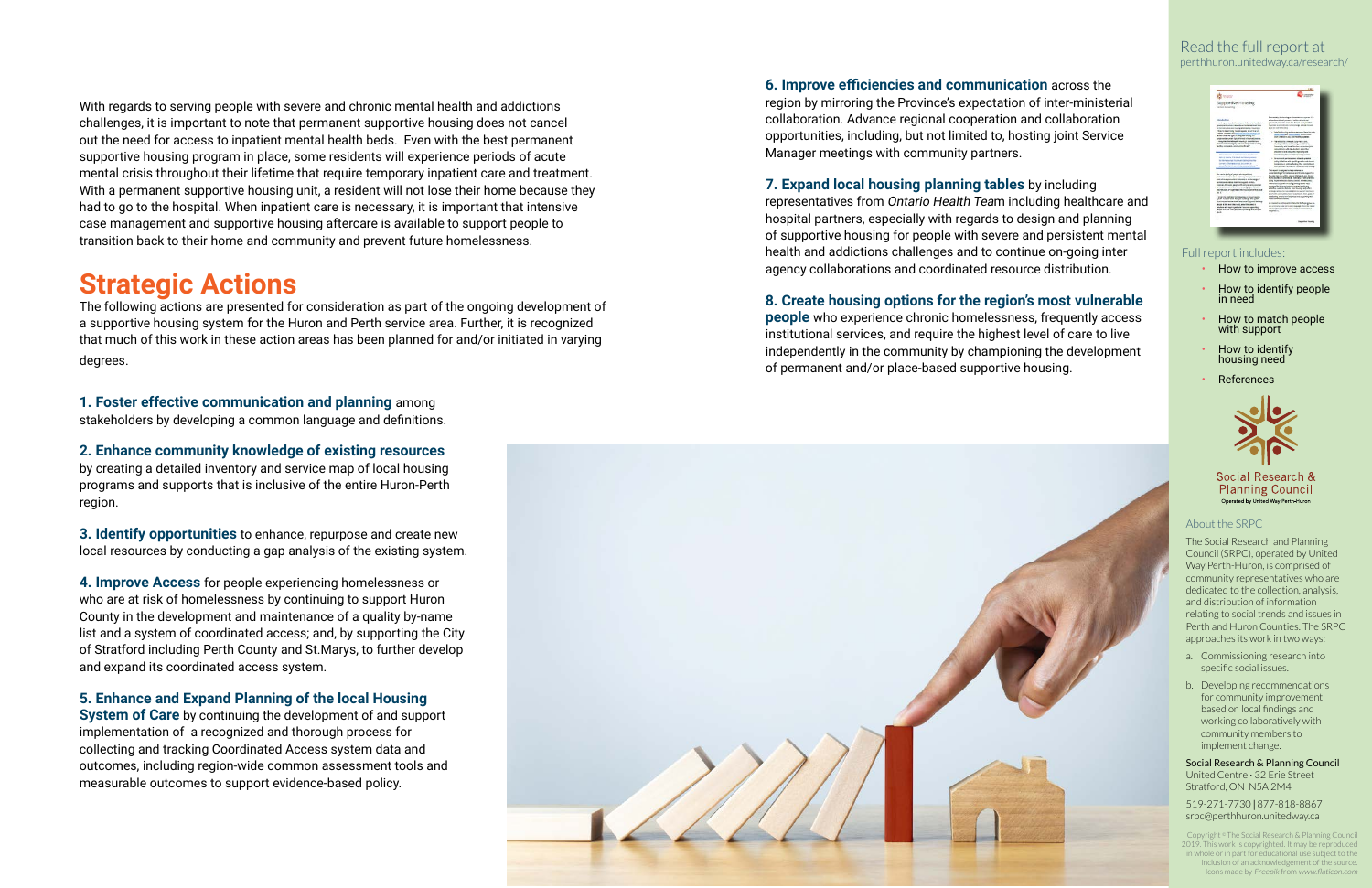With regards to serving people with severe and chronic mental health and addictions challenges, it is important to note that permanent supportive housing does not cancel out the need for access to inpatient mental health beds. Even with the best permanent supportive housing program in place, some residents will experience periods of acute mental crisis throughout their lifetime that require temporary inpatient care and treatment. With a permanent supportive housing unit, a resident will not lose their home because they had to go to the hospital. When inpatient care is necessary, it is important that intensive case management and supportive housing aftercare is available to support people to transition back to their home and community and prevent future homelessness.

# Strategic Actions

The following actions are presented for consideration as part of the ongoing development of a supportive housing system for the Huron and Perth service area. Further, it is recognized that much of this work in these action areas has been planned for and/or initiated in varying degrees.

**1. Foster effective communication and planning** among stakeholders by developing a common language and definitions.

**2. Enhance community knowledge of existing resources** by creating a detailed inventory and service map of local housing programs and supports that is inclusive of the entire Huron-Perth region.

**3. Identify opportunities** to enhance, repurpose and create new local resources by conducting a gap analysis of the existing system.

**4. Improve Access** for people experiencing homelessness or who are at risk of homelessness by continuing to support Huron County in the development and maintenance of a quality by-name list and a system of coordinated access; and, by supporting the City of Stratford including Perth County and St.Marys, to further develop and expand its coordinated access system.

**5. Enhance and Expand Planning of the local Housing System of Care** by continuing the development of and support implementation of a recognized and thorough process for collecting and tracking Coordinated Access system data and outcomes, including region-wide common assessment tools and measurable outcomes to support evidence-based policy.

**6. Improve efficiencies and communication** across the region by mirroring the Province's expectation of inter-ministerial collaboration. Advance regional cooperation and collaboration opportunities, including, but not limited to, hosting joint Service Manager meetings with community partners.

**7. Expand local housing planning tables** by including representatives from *Ontario Health Team* including healthcare and hospital partners, especially with regards to design and planning of supportive housing for people with severe and persistent mental health and addictions challenges and to continue on-going inter agency collaborations and coordinated resource distribution.

**8. Create housing options for the region's most vulnerable people** who experience chronic homelessness, frequently access institutional services, and require the highest level of care to live independently in the community by championing the development of permanent and/or place-based supportive housing.

Read the full report at
perthhuron.unitedway.ca/research/

Full report includes:

- How to improve access
- How to identify people in need
- How to match people with support
- How to identify housing need
- References

Social Research & Planning Council
Operated by United Way Perth-Huron

## About the SRPC

The Social Research and Planning Council (SRPC), operated by United Way Perth-Huron, is comprised of community representatives who are dedicated to the collection, analysis, and distribution of information relating to social trends and issues in Perth and Huron Counties. The SRPC approaches its work in two ways:

a. Commissioning research into specific social issues.

b. Developing recommendations for community improvement based on local findings and working collaboratively with community members to implement change.

Social Research & Planning Council
United Centre · 32 Erie Street
Stratford, ON N5A 2M4

519-271-7730 | 877-818-8867
srpc@perthhuron.unitedway.ca

Copyright © The Social Research & Planning Council 2019. This work is copyrighted. It may be reproduced in whole or in part for educational use subject to the inclusion of an acknowledgement of the source. Icons made by *Freepik* from www.flaticon.com